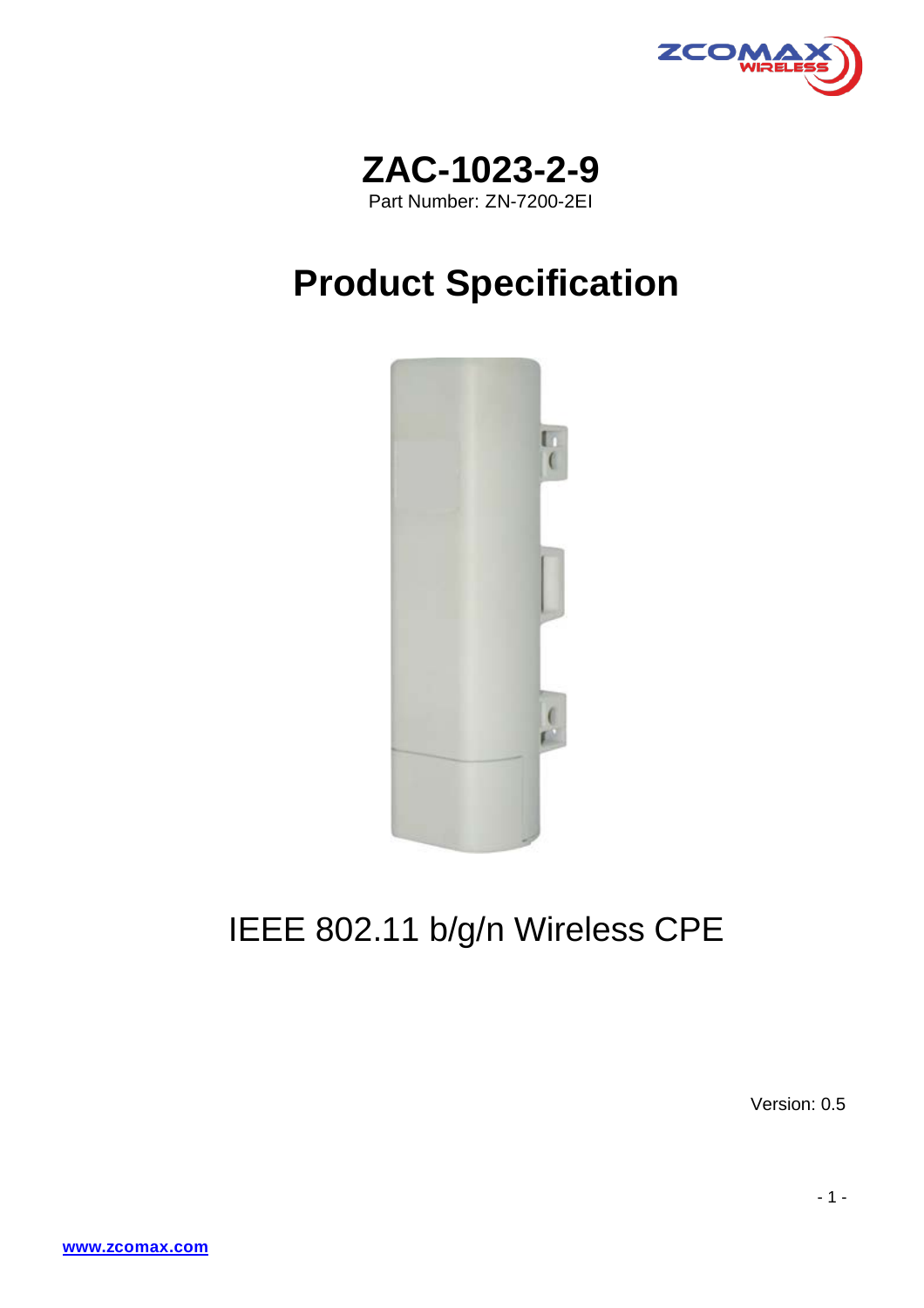# ZAC-1023-2-9

Part Number: ZN-7200-2EI

# Product Specification

IEEE 802.11 b/g/n Wireless CPE

Version: 0.5

www.zcomax.com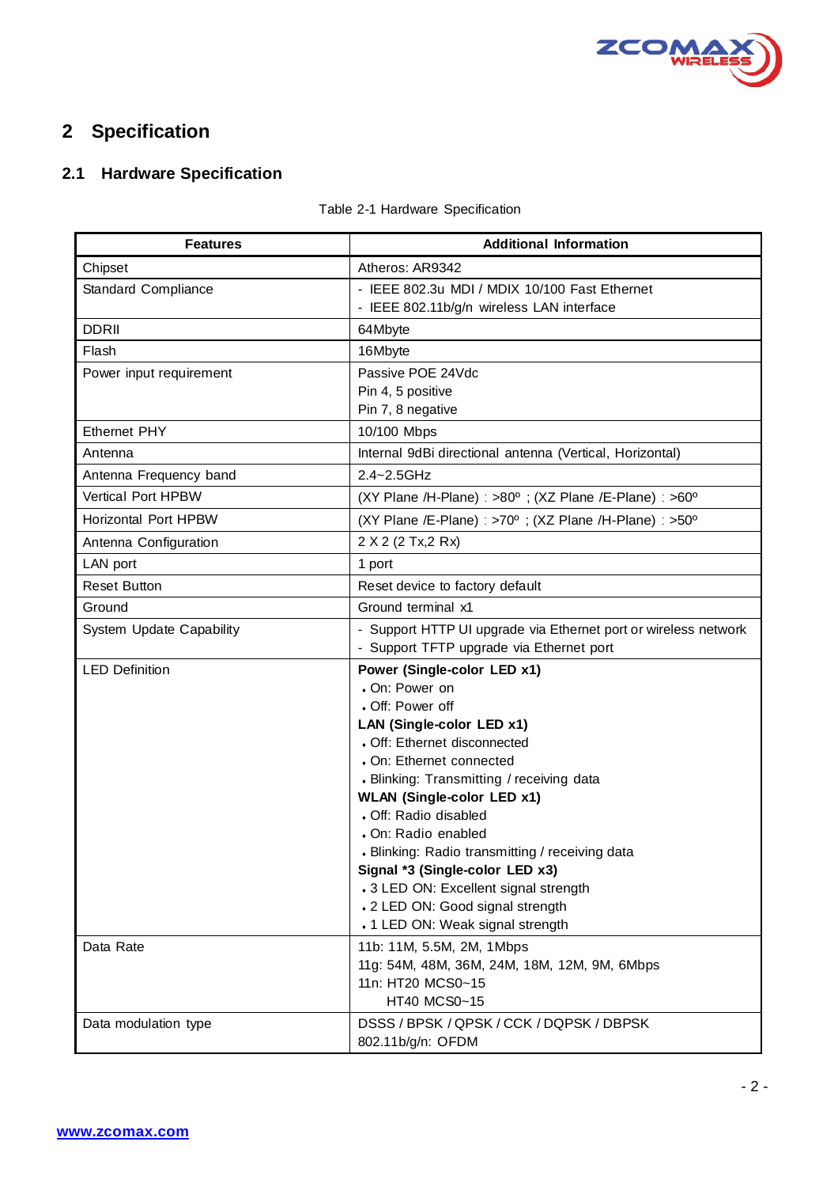# 2 Specification

## 2.1 Hardware Specification

Table 2-1 Hardware Specification

| Features | Additional Information |
|---|---|
| Chipset | Atheros: AR9342 |
| Standard Compliance | - IEEE 802.3u MDI / MDIX 10/100 Fast Ethernet<br>- IEEE 802.11b/g/n wireless LAN interface |
| DDRII | 64Mbyte |
| Flash | 16Mbyte |
| Power input requirement | Passive POE 24Vdc<br>Pin 4, 5 positive<br>Pin 7, 8 negative |
| Ethernet PHY | 10/100 Mbps |
| Antenna | Internal 9dBi directional antenna (Vertical, Horizontal) |
| Antenna Frequency band | 2.4~2.5GHz |
| Vertical Port HPBW | (XY Plane /H-Plane) : >80º ; (XZ Plane /E-Plane) : >60º |
| Horizontal Port HPBW | (XY Plane /E-Plane) : >70º ; (XZ Plane /H-Plane) : >50º |
| Antenna Configuration | 2 X 2 (2 Tx,2 Rx) |
| LAN port | 1 port |
| Reset Button | Reset device to factory default |
| Ground | Ground terminal x1 |
| System Update Capability | - Support HTTP UI upgrade via Ethernet port or wireless network<br>- Support TFTP upgrade via Ethernet port |
| LED Definition | **Power (Single-color LED x1)**<br>• On: Power on<br>• Off: Power off<br>**LAN (Single-color LED x1)**<br>• Off: Ethernet disconnected<br>• On: Ethernet connected<br>• Blinking: Transmitting / receiving data<br>**WLAN (Single-color LED x1)**<br>• Off: Radio disabled<br>• On: Radio enabled<br>• Blinking: Radio transmitting / receiving data<br>**Signal *3 (Single-color LED x3)**<br>• 3 LED ON: Excellent signal strength<br>• 2 LED ON: Good signal strength<br>• 1 LED ON: Weak signal strength |
| Data Rate | 11b: 11M, 5.5M, 2M, 1Mbps<br>11g: 54M, 48M, 36M, 24M, 18M, 12M, 9M, 6Mbps<br>11n: HT20 MCS0~15<br>HT40 MCS0~15 |
| Data modulation type | DSSS / BPSK / QPSK / CCK / DQPSK / DBPSK<br>802.11b/g/n: OFDM |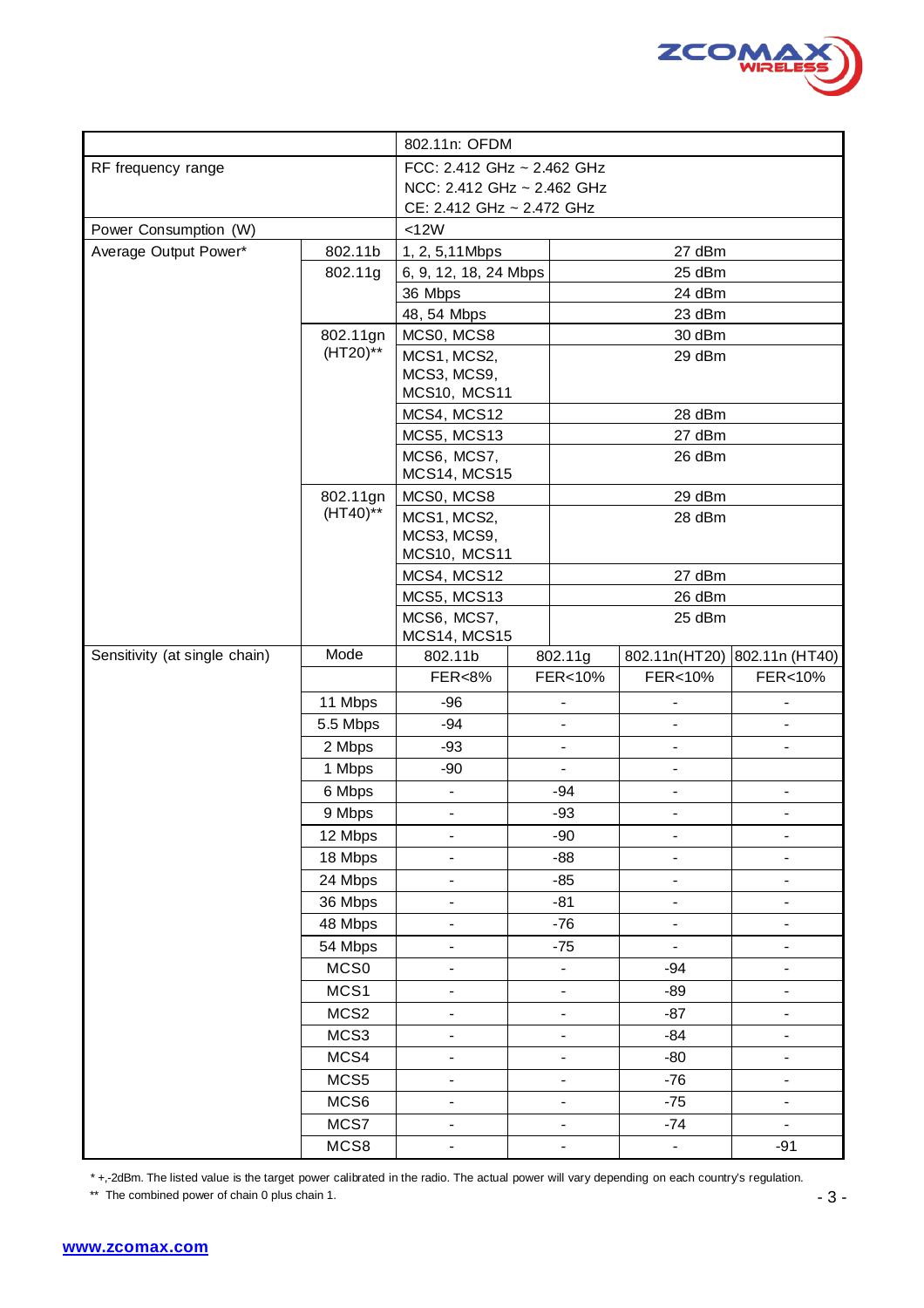| | | | | | |
|---|---|---|---|---|---|
| | | 802.11n: OFDM | | | |
| RF frequency range | | FCC: 2.412 GHz ~ 2.462 GHz<br>NCC: 2.412 GHz ~ 2.462 GHz<br>CE: 2.412 GHz ~ 2.472 GHz | | | |
| Power Consumption (W) | | <12W | | | |
| Average Output Power* | 802.11b | 1, 2, 5,11Mbps | 27 dBm | | |
| | 802.11g | 6, 9, 12, 18, 24 Mbps | 25 dBm | | |
| | | 36 Mbps | 24 dBm | | |
| | | 48, 54 Mbps | 23 dBm | | |
| | 802.11gn (HT20)** | MCS0, MCS8 | 30 dBm | | |
| | | MCS1, MCS2, MCS3, MCS9, MCS10, MCS11 | 29 dBm | | |
| | | MCS4, MCS12 | 28 dBm | | |
| | | MCS5, MCS13 | 27 dBm | | |
| | | MCS6, MCS7, MCS14, MCS15 | 26 dBm | | |
| | 802.11gn (HT40)** | MCS0, MCS8 | 29 dBm | | |
| | | MCS1, MCS2, MCS3, MCS9, MCS10, MCS11 | 28 dBm | | |
| | | MCS4, MCS12 | 27 dBm | | |
| | | MCS5, MCS13 | 26 dBm | | |
| | | MCS6, MCS7, MCS14, MCS15 | 25 dBm | | |
| Sensitivity (at single chain) | Mode | 802.11b | 802.11g | 802.11n(HT20) | 802.11n (HT40) |
| | | FER<8% | FER<10% | FER<10% | FER<10% |
| | 11 Mbps | -96 | - | - | - |
| | 5.5 Mbps | -94 | - | - | - |
| | 2 Mbps | -93 | - | - | - |
| | 1 Mbps | -90 | - | - | |
| | 6 Mbps | - | -94 | - | - |
| | 9 Mbps | - | -93 | - | - |
| | 12 Mbps | - | -90 | - | - |
| | 18 Mbps | - | -88 | - | - |
| | 24 Mbps | - | -85 | - | - |
| | 36 Mbps | - | -81 | - | - |
| | 48 Mbps | - | -76 | - | - |
| | 54 Mbps | - | -75 | - | - |
| | MCS0 | - | - | -94 | - |
| | MCS1 | - | - | -89 | - |
| | MCS2 | - | - | -87 | - |
| | MCS3 | - | - | -84 | - |
| | MCS4 | - | - | -80 | - |
| | MCS5 | - | - | -76 | - |
| | MCS6 | - | - | -75 | - |
| | MCS7 | - | - | -74 | - |
| | MCS8 | - | - | - | -91 |

* +,-2dBm. The listed value is the target power calibrated in the radio. The actual power will vary depending on each country's regulation.

** The combined power of chain 0 plus chain 1.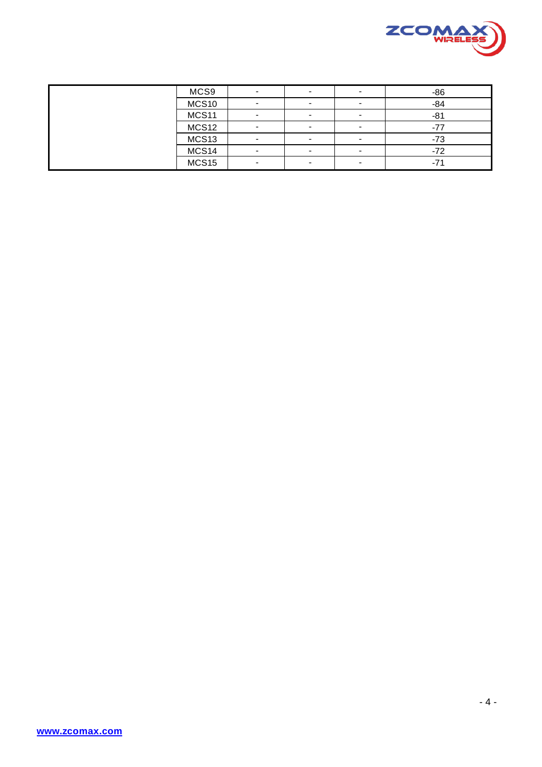| | | | | | |
|---|---|---|---|---|---|
| | MCS9 | - | - | - | -86 |
| | MCS10 | - | - | - | -84 |
| | MCS11 | - | - | - | -81 |
| | MCS12 | - | - | - | -77 |
| | MCS13 | - | - | - | -73 |
| | MCS14 | - | - | - | -72 |
| | MCS15 | - | - | - | -71 |

www.zcomax.com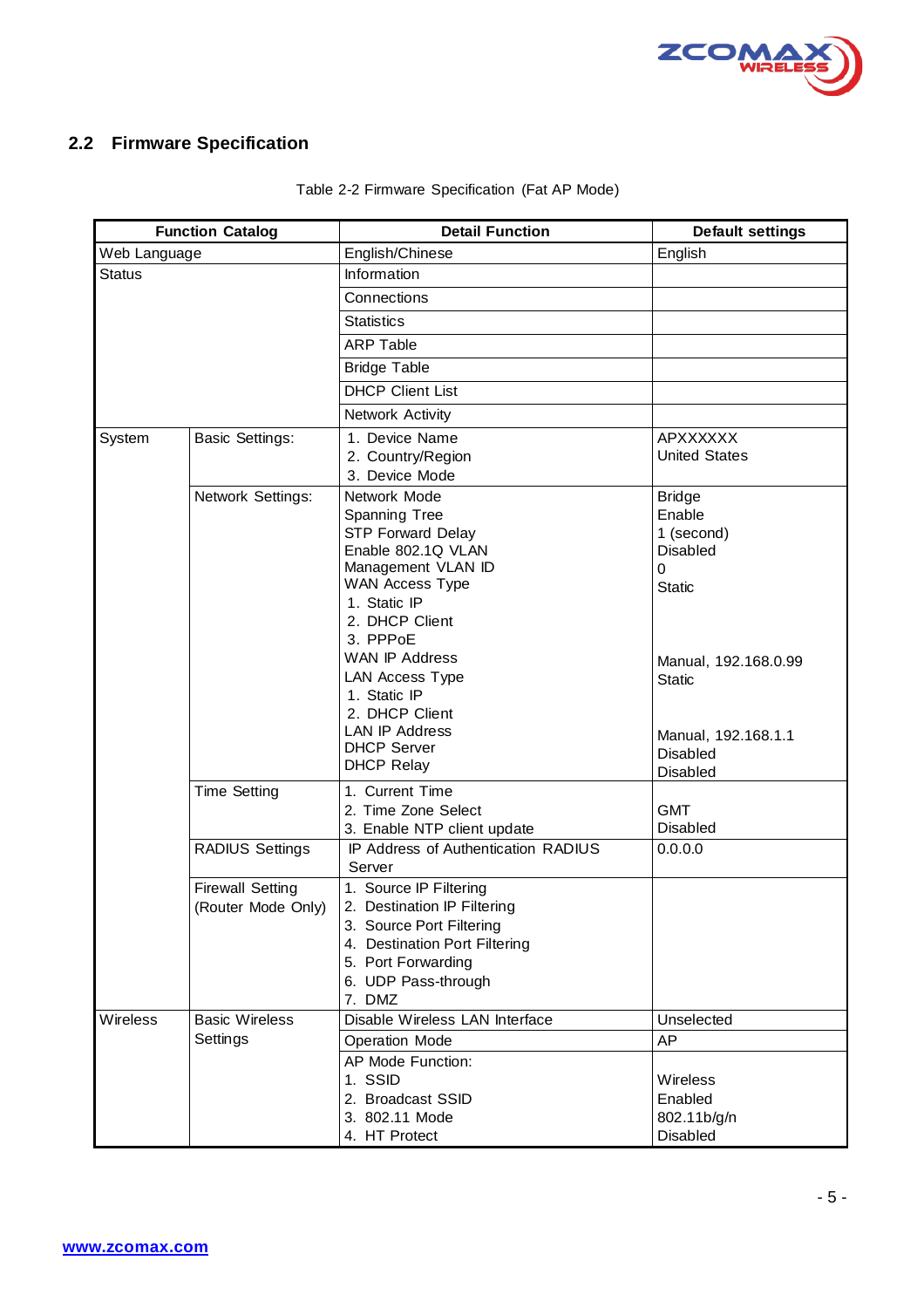## 2.2 Firmware Specification

Table 2-2 Firmware Specification (Fat AP Mode)

| Function Catalog | | Detail Function | Default settings |
|---|---|---|---|
| Web Language | | English/Chinese | English |
| Status | | Information | |
| | | Connections | |
| | | Statistics | |
| | | ARP Table | |
| | | Bridge Table | |
| | | DHCP Client List | |
| | | Network Activity | |
| System | Basic Settings: | 1. Device Name<br>2. Country/Region<br>3. Device Mode | APXXXXXX<br>United States |
| | Network Settings: | Network Mode<br>Spanning Tree<br>STP Forward Delay<br>Enable 802.1Q VLAN<br>Management VLAN ID<br>WAN Access Type<br>1. Static IP<br>2. DHCP Client<br>3. PPPoE<br>WAN IP Address<br>LAN Access Type<br>1. Static IP<br>2. DHCP Client<br>LAN IP Address<br>DHCP Server<br>DHCP Relay | Bridge<br>Enable<br>1 (second)<br>Disabled<br>0<br>Static<br><br><br><br>Manual, 192.168.0.99<br>Static<br><br><br>Manual, 192.168.1.1<br>Disabled<br>Disabled |
| | Time Setting | 1. Current Time<br>2. Time Zone Select<br>3. Enable NTP client update | <br>GMT<br>Disabled |
| | RADIUS Settings | IP Address of Authentication RADIUS Server | 0.0.0.0 |
| | Firewall Setting (Router Mode Only) | 1. Source IP Filtering<br>2. Destination IP Filtering<br>3. Source Port Filtering<br>4. Destination Port Filtering<br>5. Port Forwarding<br>6. UDP Pass-through<br>7. DMZ | |
| Wireless | Basic Wireless Settings | Disable Wireless LAN Interface | Unselected |
| | | Operation Mode | AP |
| | | AP Mode Function:<br>1. SSID<br>2. Broadcast SSID<br>3. 802.11 Mode<br>4. HT Protect | <br>Wireless<br>Enabled<br>802.11b/g/n<br>Disabled |

www.zcomax.com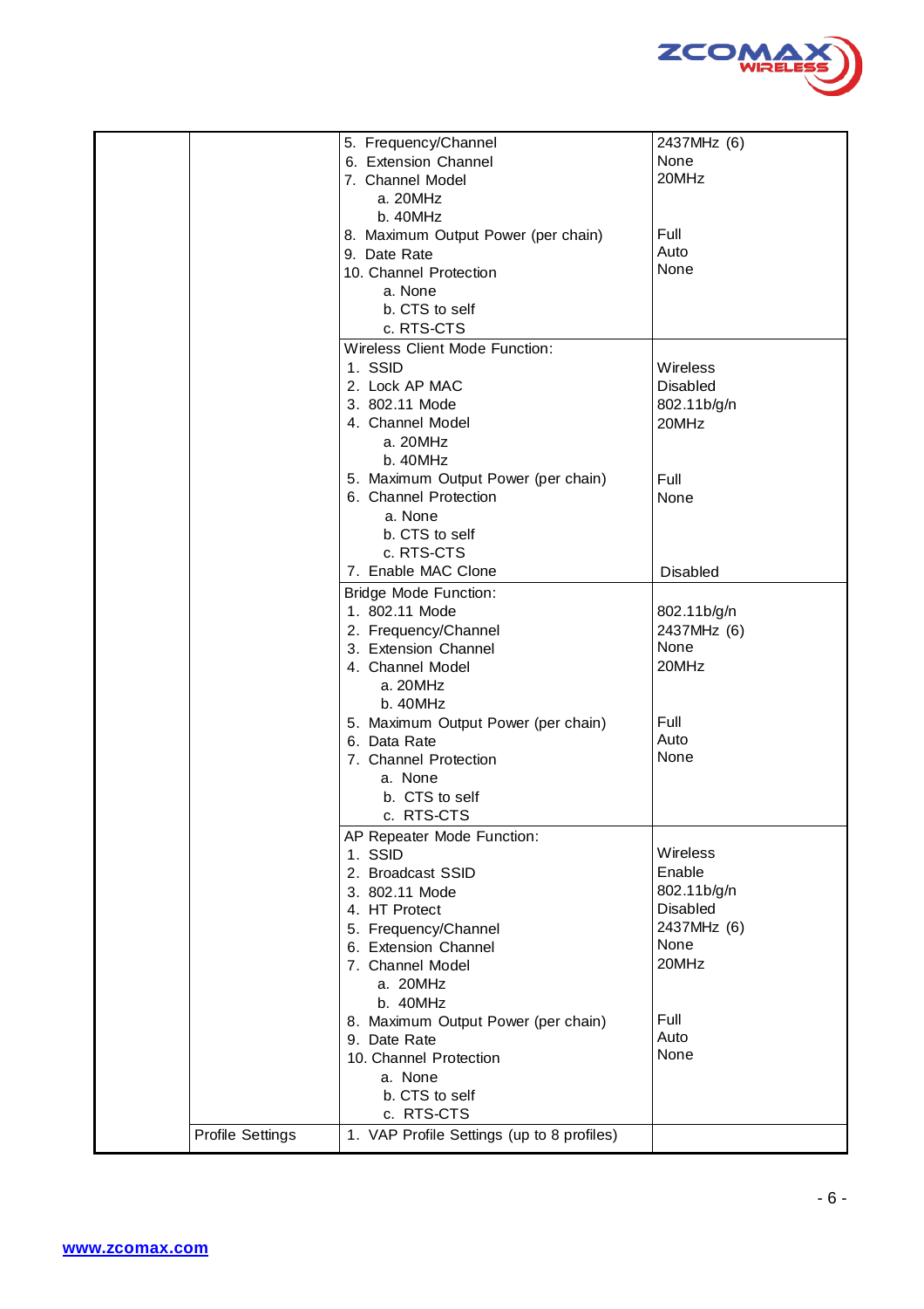| | | | |
|---|---|---|---|
| | | 5. Frequency/Channel<br>6. Extension Channel<br>7. Channel Model<br>a. 20MHz<br>b. 40MHz<br>8. Maximum Output Power (per chain)<br>9. Date Rate<br>10. Channel Protection<br>a. None<br>b. CTS to self<br>c. RTS-CTS | 2437MHz (6)<br>None<br>20MHz<br><br><br>Full<br>Auto<br>None |
| | | Wireless Client Mode Function:<br>1. SSID<br>2. Lock AP MAC<br>3. 802.11 Mode<br>4. Channel Model<br>a. 20MHz<br>b. 40MHz<br>5. Maximum Output Power (per chain)<br>6. Channel Protection<br>a. None<br>b. CTS to self<br>c. RTS-CTS<br>7. Enable MAC Clone | <br>Wireless<br>Disabled<br>802.11b/g/n<br>20MHz<br><br><br>Full<br>None<br><br><br><br>Disabled |
| | | Bridge Mode Function:<br>1. 802.11 Mode<br>2. Frequency/Channel<br>3. Extension Channel<br>4. Channel Model<br>a. 20MHz<br>b. 40MHz<br>5. Maximum Output Power (per chain)<br>6. Data Rate<br>7. Channel Protection<br>a. None<br>b. CTS to self<br>c. RTS-CTS | <br>802.11b/g/n<br>2437MHz (6)<br>None<br>20MHz<br><br><br>Full<br>Auto<br>None |
| | | AP Repeater Mode Function:<br>1. SSID<br>2. Broadcast SSID<br>3. 802.11 Mode<br>4. HT Protect<br>5. Frequency/Channel<br>6. Extension Channel<br>7. Channel Model<br>a. 20MHz<br>b. 40MHz<br>8. Maximum Output Power (per chain)<br>9. Date Rate<br>10. Channel Protection<br>a. None<br>b. CTS to self<br>c. RTS-CTS | <br>Wireless<br>Enable<br>802.11b/g/n<br>Disabled<br>2437MHz (6)<br>None<br>20MHz<br><br><br>Full<br>Auto<br>None |
| | Profile Settings | 1. VAP Profile Settings (up to 8 profiles) | |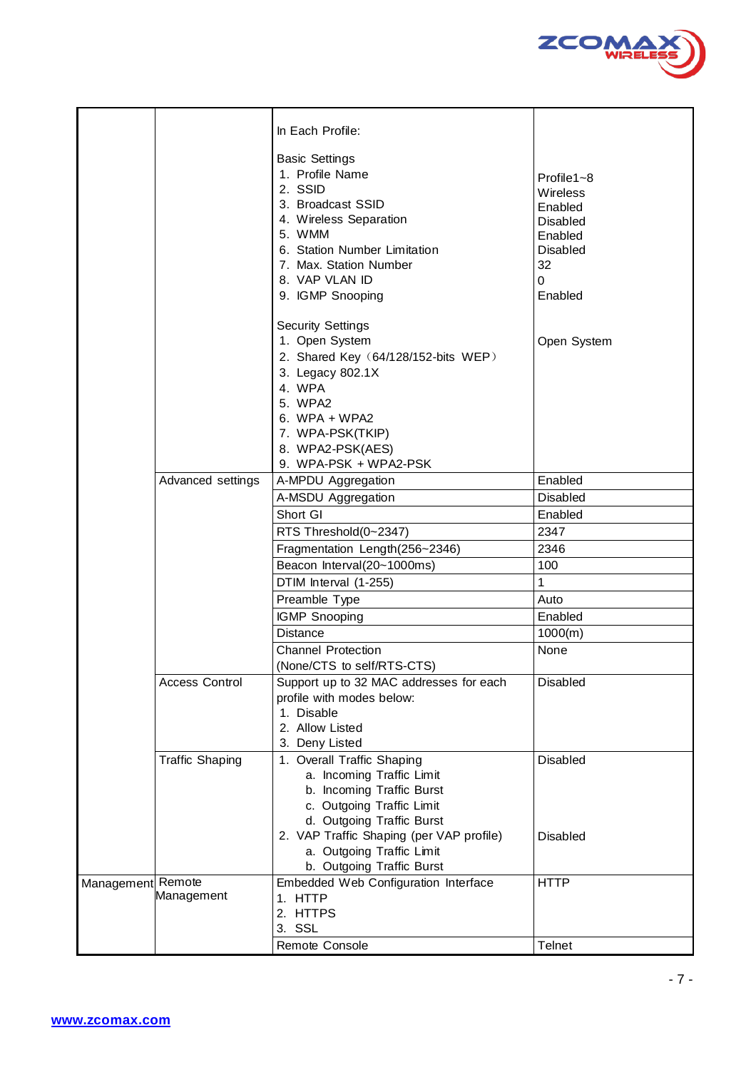|  |  | In Each Profile: |  |
|---|---|---|---|
|  |  | Basic Settings<br>1. Profile Name<br>2. SSID<br>3. Broadcast SSID<br>4. Wireless Separation<br>5. WMM<br>6. Station Number Limitation<br>7. Max. Station Number<br>8. VAP VLAN ID<br>9. IGMP Snooping | <br>Profile1~8<br>Wireless<br>Enabled<br>Disabled<br>Enabled<br>Disabled<br>32<br>0<br>Enabled |
|  |  | Security Settings<br>1. Open System<br>2. Shared Key（64/128/152-bits WEP）<br>3. Legacy 802.1X<br>4. WPA<br>5. WPA2<br>6. WPA + WPA2<br>7. WPA-PSK(TKIP)<br>8. WPA2-PSK(AES)<br>9. WPA-PSK + WPA2-PSK | <br>Open System |
|  | Advanced settings | A-MPDU Aggregation | Enabled |
|  |  | A-MSDU Aggregation | Disabled |
|  |  | Short GI | Enabled |
|  |  | RTS Threshold(0~2347) | 2347 |
|  |  | Fragmentation Length(256~2346) | 2346 |
|  |  | Beacon Interval(20~1000ms) | 100 |
|  |  | DTIM Interval (1-255) | 1 |
|  |  | Preamble Type | Auto |
|  |  | IGMP Snooping | Enabled |
|  |  | Distance | 1000(m) |
|  |  | Channel Protection<br>(None/CTS to self/RTS-CTS) | None |
|  | Access Control | Support up to 32 MAC addresses for each profile with modes below:<br>1. Disable<br>2. Allow Listed<br>3. Deny Listed | Disabled |
|  | Traffic Shaping | 1. Overall Traffic Shaping<br>a. Incoming Traffic Limit<br>b. Incoming Traffic Burst<br>c. Outgoing Traffic Limit<br>d. Outgoing Traffic Burst<br>2. VAP Traffic Shaping (per VAP profile)<br>a. Outgoing Traffic Limit<br>b. Outgoing Traffic Burst | Disabled<br><br><br><br><br>Disabled |
| Management | Remote Management | Embedded Web Configuration Interface<br>1. HTTP<br>2. HTTPS<br>3. SSL | HTTP |
|  |  | Remote Console | Telnet |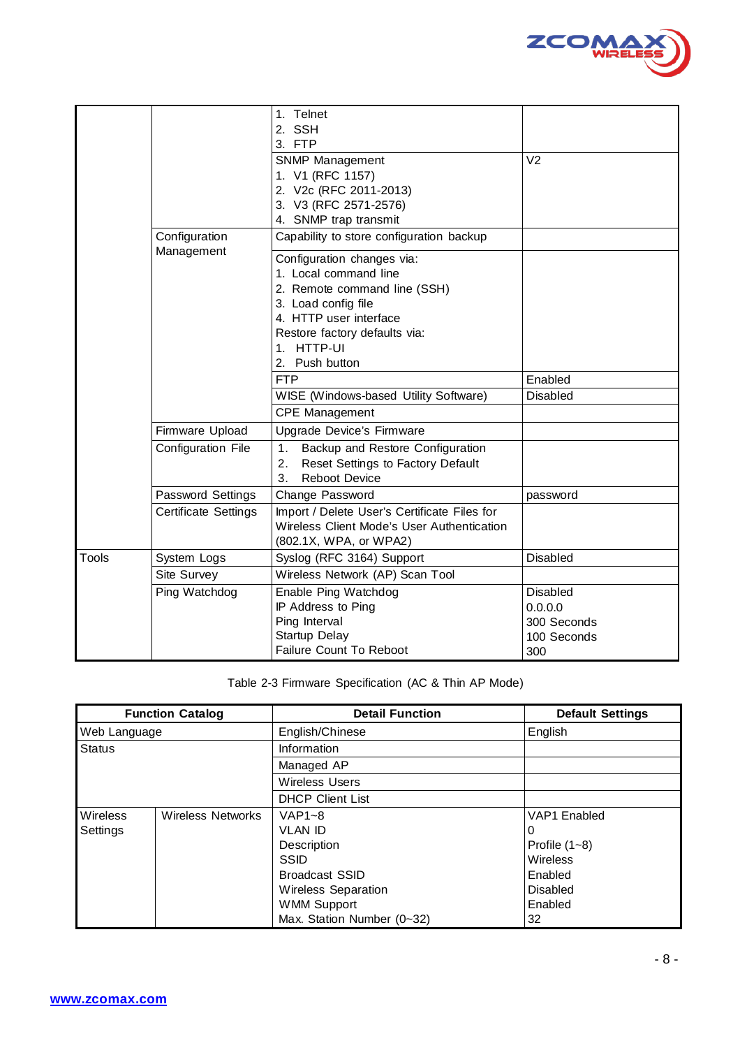| | | | |
|---|---|---|---|
| | | 1. Telnet<br>2. SSH<br>3. FTP | |
| | | SNMP Management<br>1. V1 (RFC 1157)<br>2. V2c (RFC 2011-2013)<br>3. V3 (RFC 2571-2576)<br>4. SNMP trap transmit | V2 |
| | Configuration Management | Capability to store configuration backup | |
| | | Configuration changes via:<br>1. Local command line<br>2. Remote command line (SSH)<br>3. Load config file<br>4. HTTP user interface<br>Restore factory defaults via:<br>1. HTTP-UI<br>2. Push button | |
| | | FTP | Enabled |
| | | WISE (Windows-based Utility Software) | Disabled |
| | | CPE Management | |
| | Firmware Upload | Upgrade Device's Firmware | |
| | Configuration File | 1. Backup and Restore Configuration<br>2. Reset Settings to Factory Default<br>3. Reboot Device | |
| | Password Settings | Change Password | password |
| | Certificate Settings | Import / Delete User's Certificate Files for Wireless Client Mode's User Authentication (802.1X, WPA, or WPA2) | |
| Tools | System Logs | Syslog (RFC 3164) Support | Disabled |
| | Site Survey | Wireless Network (AP) Scan Tool | |
| | Ping Watchdog | Enable Ping Watchdog<br>IP Address to Ping<br>Ping Interval<br>Startup Delay<br>Failure Count To Reboot | Disabled<br>0.0.0.0<br>300 Seconds<br>100 Seconds<br>300 |

Table 2-3 Firmware Specification (AC & Thin AP Mode)

| Function Catalog | | Detail Function | Default Settings |
|---|---|---|---|
| Web Language | | English/Chinese | English |
| Status | | Information | |
| | | Managed AP | |
| | | Wireless Users | |
| | | DHCP Client List | |
| Wireless Settings | Wireless Networks | VAP1~8<br>VLAN ID<br>Description<br>SSID<br>Broadcast SSID<br>Wireless Separation<br>WMM Support<br>Max. Station Number (0~32) | VAP1 Enabled<br>0<br>Profile (1~8)<br>Wireless<br>Enabled<br>Disabled<br>Enabled<br>32 |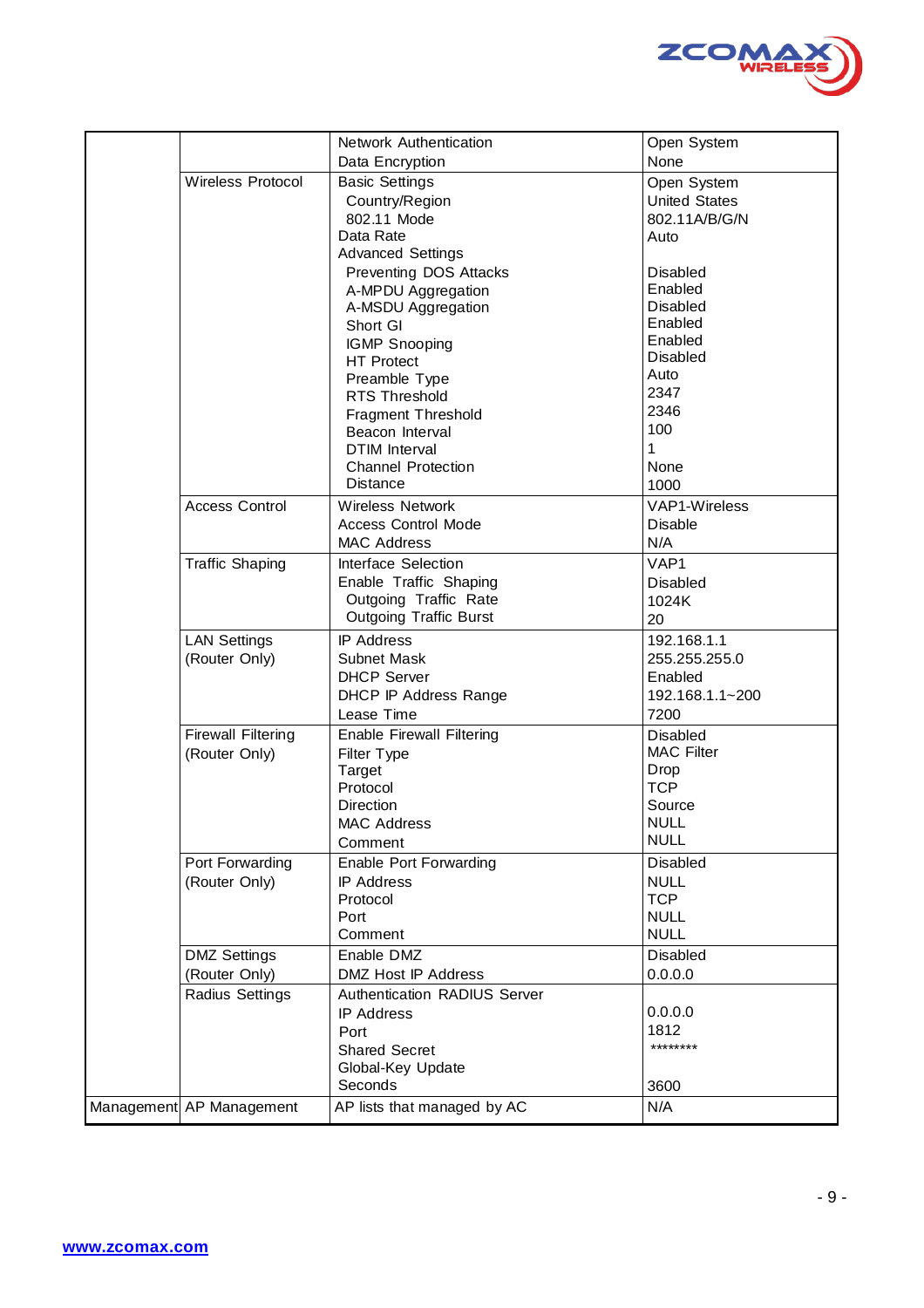| | | | |
|---|---|---|---|
| | | Network Authentication<br>Data Encryption | Open System<br>None |
| | Wireless Protocol | Basic Settings<br>Country/Region<br>802.11 Mode<br>Data Rate<br>Advanced Settings<br>Preventing DOS Attacks<br>A-MPDU Aggregation<br>A-MSDU Aggregation<br>Short GI<br>IGMP Snooping<br>HT Protect<br>Preamble Type<br>RTS Threshold<br>Fragment Threshold<br>Beacon Interval<br>DTIM Interval<br>Channel Protection<br>Distance | Open System<br>United States<br>802.11A/B/G/N<br>Auto<br><br>Disabled<br>Enabled<br>Disabled<br>Enabled<br>Enabled<br>Disabled<br>Auto<br>2347<br>2346<br>100<br>1<br>None<br>1000 |
| | Access Control | Wireless Network<br>Access Control Mode<br>MAC Address | VAP1-Wireless<br>Disable<br>N/A |
| | Traffic Shaping | Interface Selection<br>Enable Traffic Shaping<br>Outgoing Traffic Rate<br>Outgoing Traffic Burst | VAP1<br>Disabled<br>1024K<br>20 |
| | LAN Settings<br>(Router Only) | IP Address<br>Subnet Mask<br>DHCP Server<br>DHCP IP Address Range<br>Lease Time | 192.168.1.1<br>255.255.255.0<br>Enabled<br>192.168.1.1~200<br>7200 |
| | Firewall Filtering<br>(Router Only) | Enable Firewall Filtering<br>Filter Type<br>Target<br>Protocol<br>Direction<br>MAC Address<br>Comment | Disabled<br>MAC Filter<br>Drop<br>TCP<br>Source<br>NULL<br>NULL |
| | Port Forwarding<br>(Router Only) | Enable Port Forwarding<br>IP Address<br>Protocol<br>Port<br>Comment | Disabled<br>NULL<br>TCP<br>NULL<br>NULL |
| | DMZ Settings<br>(Router Only) | Enable DMZ<br>DMZ Host IP Address | Disabled<br>0.0.0.0 |
| | Radius Settings | Authentication RADIUS Server<br>IP Address<br>Port<br>Shared Secret<br>Global-Key Update<br>Seconds | <br>0.0.0.0<br>1812<br>********<br><br>3600 |
| Management | AP Management | AP lists that managed by AC | N/A |

www.zcomax.com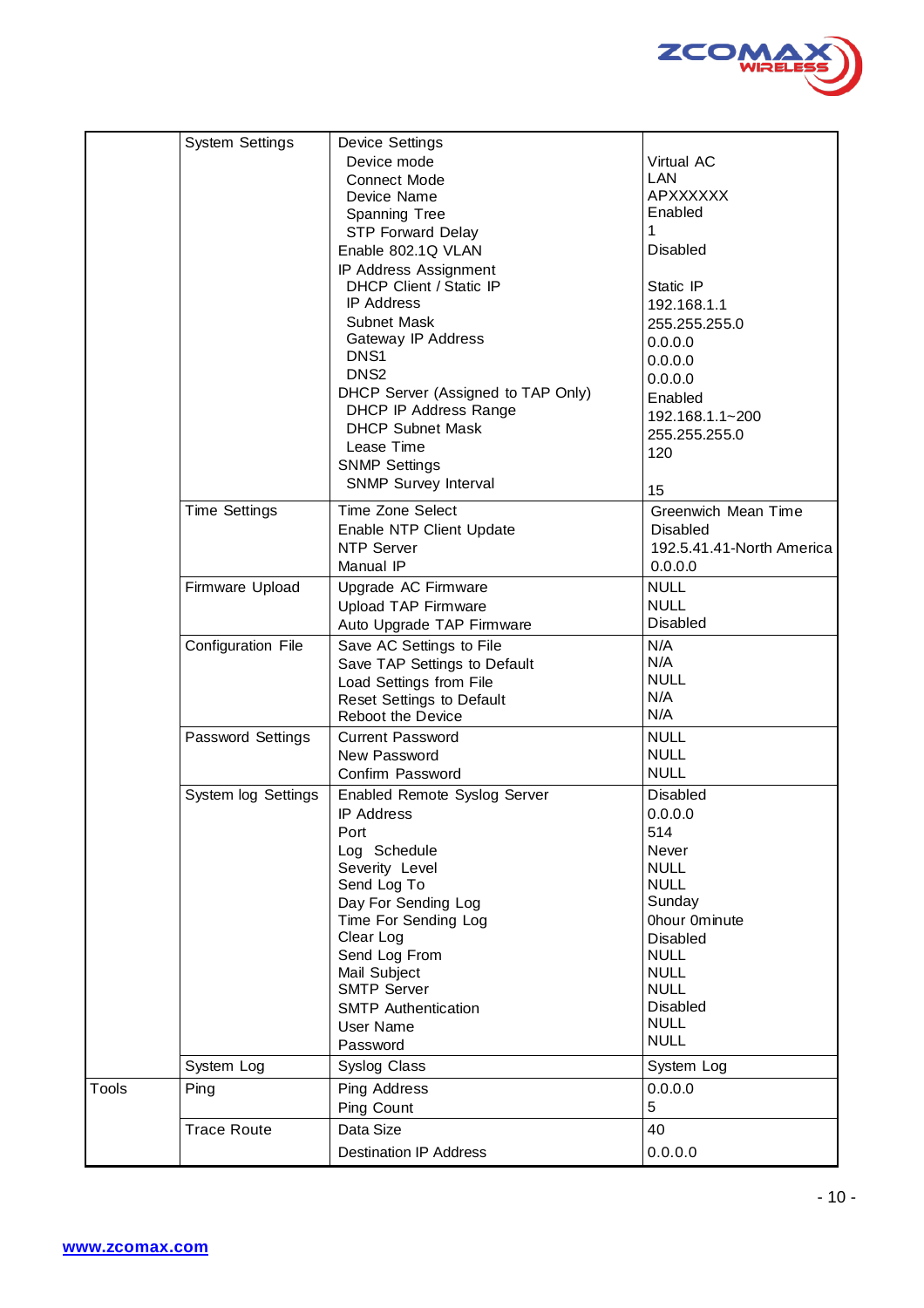| | | | |
|---|---|---|---|
| | System Settings | Device Settings | |
| | | Device mode | Virtual AC |
| | | Connect Mode | LAN |
| | | Device Name | APXXXXXX |
| | | Spanning Tree | Enabled |
| | | STP Forward Delay | 1 |
| | | Enable 802.1Q VLAN | Disabled |
| | | IP Address Assignment | |
| | | DHCP Client / Static IP | Static IP |
| | | IP Address | 192.168.1.1 |
| | | Subnet Mask | 255.255.255.0 |
| | | Gateway IP Address | 0.0.0.0 |
| | | DNS1 | 0.0.0.0 |
| | | DNS2 | 0.0.0.0 |
| | | DHCP Server (Assigned to TAP Only) | Enabled |
| | | DHCP IP Address Range | 192.168.1.1~200 |
| | | DHCP Subnet Mask | 255.255.255.0 |
| | | Lease Time | 120 |
| | | SNMP Settings | |
| | | SNMP Survey Interval | 15 |
| | Time Settings | Time Zone Select | Greenwich Mean Time |
| | | Enable NTP Client Update | Disabled |
| | | NTP Server | 192.5.41.41-North America |
| | | Manual IP | 0.0.0.0 |
| | Firmware Upload | Upgrade AC Firmware | NULL |
| | | Upload TAP Firmware | NULL |
| | | Auto Upgrade TAP Firmware | Disabled |
| | Configuration File | Save AC Settings to File | N/A |
| | | Save TAP Settings to Default | N/A |
| | | Load Settings from File | NULL |
| | | Reset Settings to Default | N/A |
| | | Reboot the Device | N/A |
| | Password Settings | Current Password | NULL |
| | | New Password | NULL |
| | | Confirm Password | NULL |
| | System log Settings | Enabled Remote Syslog Server | Disabled |
| | | IP Address | 0.0.0.0 |
| | | Port | 514 |
| | | Log Schedule | Never |
| | | Severity Level | NULL |
| | | Send Log To | NULL |
| | | Day For Sending Log | Sunday |
| | | Time For Sending Log | 0hour 0minute |
| | | Clear Log | Disabled |
| | | Send Log From | NULL |
| | | Mail Subject | NULL |
| | | SMTP Server | NULL |
| | | SMTP Authentication | Disabled |
| | | User Name | NULL |
| | | Password | NULL |
| | System Log | Syslog Class | System Log |
| Tools | Ping | Ping Address | 0.0.0.0 |
| | | Ping Count | 5 |
| | Trace Route | Data Size | 40 |
| | | Destination IP Address | 0.0.0.0 |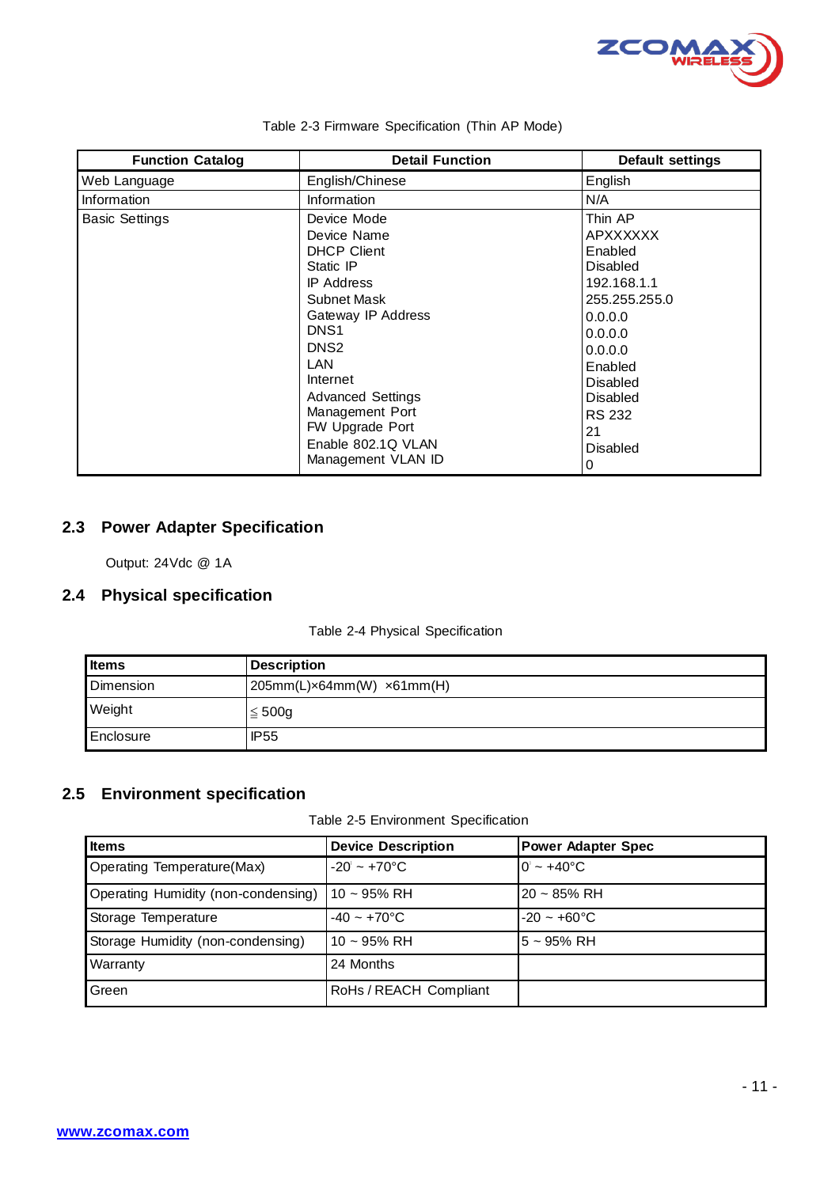Table 2-3 Firmware Specification (Thin AP Mode)

| Function Catalog | Detail Function | Default settings |
|---|---|---|
| Web Language | English/Chinese | English |
| Information | Information | N/A |
| Basic Settings | Device Mode<br>Device Name<br>DHCP Client<br>Static IP<br>IP Address<br>Subnet Mask<br>Gateway IP Address<br>DNS1<br>DNS2<br>LAN<br>Internet<br>Advanced Settings<br>Management Port<br>FW Upgrade Port<br>Enable 802.1Q VLAN<br>Management VLAN ID | Thin AP<br>APXXXXXX<br>Enabled<br>Disabled<br>192.168.1.1<br>255.255.255.0<br>0.0.0.0<br>0.0.0.0<br>0.0.0.0<br>Enabled<br>Disabled<br>Disabled<br>RS 232<br>21<br>Disabled<br>0 |

## 2.3 Power Adapter Specification

Output: 24Vdc @ 1A

## 2.4 Physical specification

Table 2-4 Physical Specification

| Items | Description |
|---|---|
| Dimension | 205mm(L)×64mm(W) ×61mm(H) |
| Weight | ≦ 500g |
| Enclosure | IP55 |

## 2.5 Environment specification

Table 2-5 Environment Specification

| Items | Device Description | Power Adapter Spec |
|---|---|---|
| Operating Temperature(Max) | -20° ~ +70°C | 0° ~ +40°C |
| Operating Humidity (non-condensing) | 10 ~ 95% RH | 20 ~ 85% RH |
| Storage Temperature | -40 ~ +70°C | -20 ~ +60°C |
| Storage Humidity (non-condensing) | 10 ~ 95% RH | 5 ~ 95% RH |
| Warranty | 24 Months | |
| Green | RoHs / REACH Compliant | |

www.zcomax.com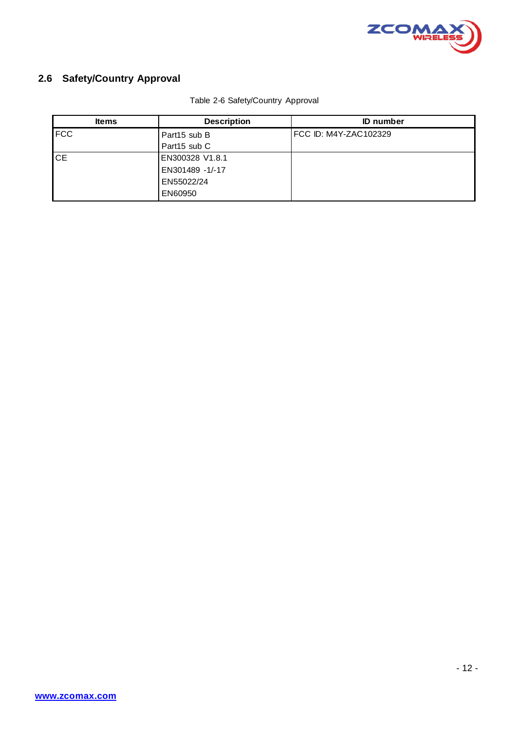## 2.6 Safety/Country Approval

Table 2-6 Safety/Country Approval

| Items | Description | ID number |
|---|---|---|
| FCC | Part15 sub B<br>Part15 sub C | FCC ID: M4Y-ZAC102329 |
| CE | EN300328 V1.8.1<br>EN301489 -1/-17<br>EN55022/24<br>EN60950 | |

www.zcomax.com